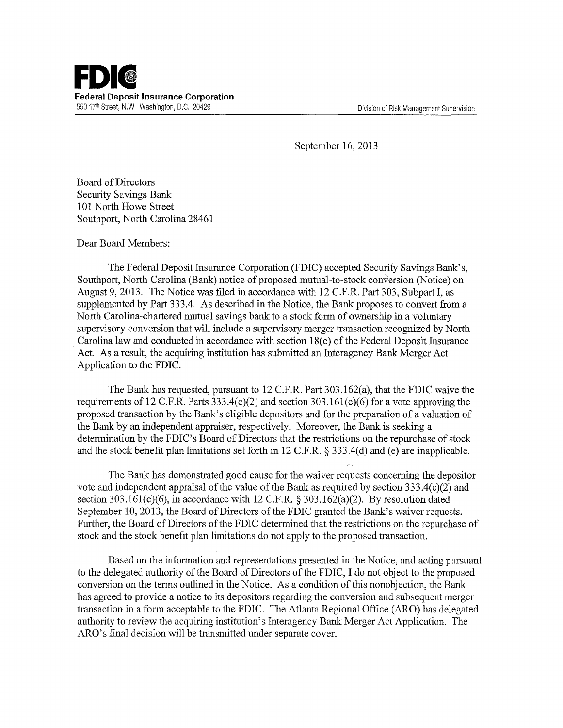**FDIC**
**Federal Deposit Insurance Corporation**
550 17th Street, N.W., Washington, D.C. 20429

Division of Risk Management Supervision

September 16, 2013

Board of Directors
Security Savings Bank
101 North Howe Street
Southport, North Carolina 28461

Dear Board Members:

The Federal Deposit Insurance Corporation (FDIC) accepted Security Savings Bank's's, Southport, North Carolina (Bank) notice of proposed mutual-to-stock conversion (Notice) on August 9, 2013. The Notice was filed in accordance with 12 C.F.R. Part 303, Subpart I, as supplemented by Part 333.4. As described in the Notice, the Bank proposes to convert from a North Carolina-chartered mutual savings bank to a stock form of ownership in a voluntary supervisory conversion that will include a supervisory merger transaction recognized by North Carolina law and conducted in accordance with section 18(c) of the Federal Deposit Insurance Act. As a result, the acquiring institution has submitted an Interagency Bank Merger Act Application to the FDIC.

The Bank has requested, pursuant to 12 C.F.R. Part 303.162(a), that the FDIC waive the requirements of 12 C.F.R. Parts 333.4(c)(2) and section 303.161(c)(6) for a vote approving the proposed transaction by the Bank's eligible depositors and for the preparation of a valuation of the Bank by an independent appraiser, respectively. Moreover, the Bank is seeking a determination by the FDIC's Board of Directors that the restrictions on the repurchase of stock and the stock benefit plan limitations set forth in 12 C.F.R. § 333.4(d) and (e) are inapplicable.

The Bank has demonstrated good cause for the waiver requests concerning the depositor vote and independent appraisal of the value of the Bank as required by section 333.4(c)(2) and section 303.161(c)(6), in accordance with 12 C.F.R. § 303.162(a)(2). By resolution dated September 10, 2013, the Board of Directors of the FDIC granted the Bank's waiver requests. Further, the Board of Directors of the FDIC determined that the restrictions on the repurchase of stock and the stock benefit plan limitations do not apply to the proposed transaction.

Based on the information and representations presented in the Notice, and acting pursuant to the delegated authority of the Board of Directors of the FDIC, I do not object to the proposed conversion on the terms outlined in the Notice. As a condition of this nonobjection, the Bank has agreed to provide a notice to its depositors regarding the conversion and subsequent merger transaction in a form acceptable to the FDIC. The Atlanta Regional Office (ARO) has delegated authority to review the acquiring institution's Interagency Bank Merger Act Application. The ARO's final decision will be transmitted under separate cover.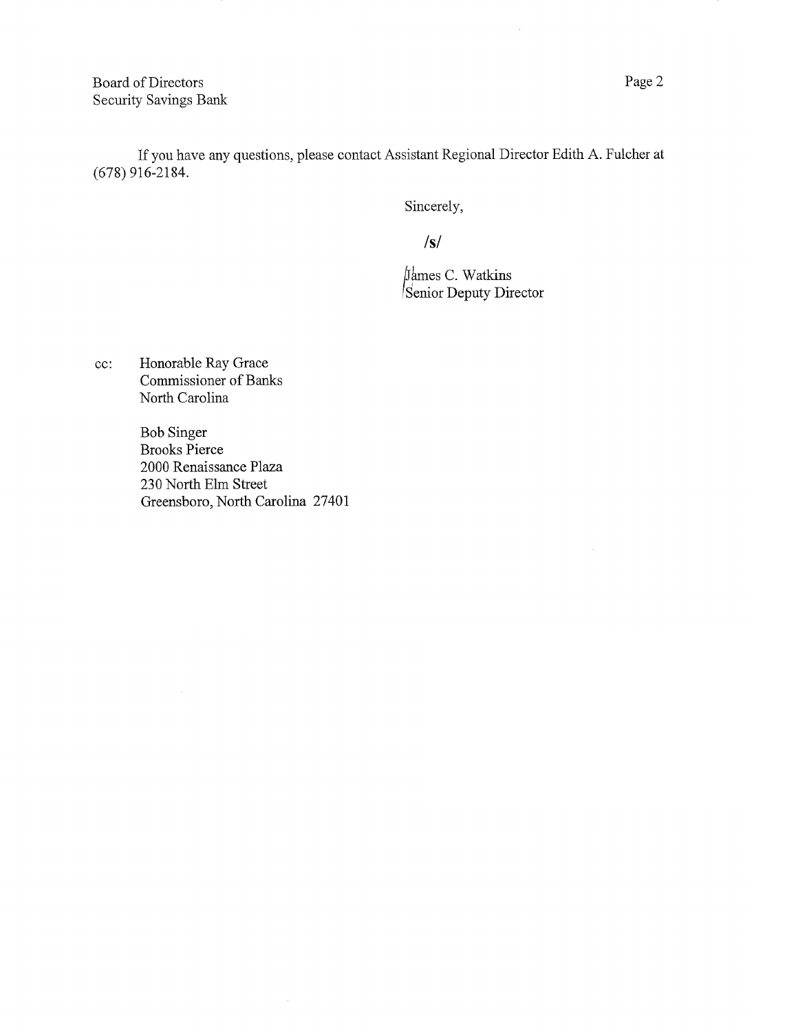Board of Directors
Security Savings Bank

If you have any questions, please contact Assistant Regional Director Edith A. Fulcher at (678) 916-2184.

Sincerely,

/s/

James C. Watkins
Senior Deputy Director

cc: Honorable Ray Grace
Commissioner of Banks
North Carolina

Bob Singer
Brooks Pierce
2000 Renaissance Plaza
230 North Elm Street
Greensboro, North Carolina 27401